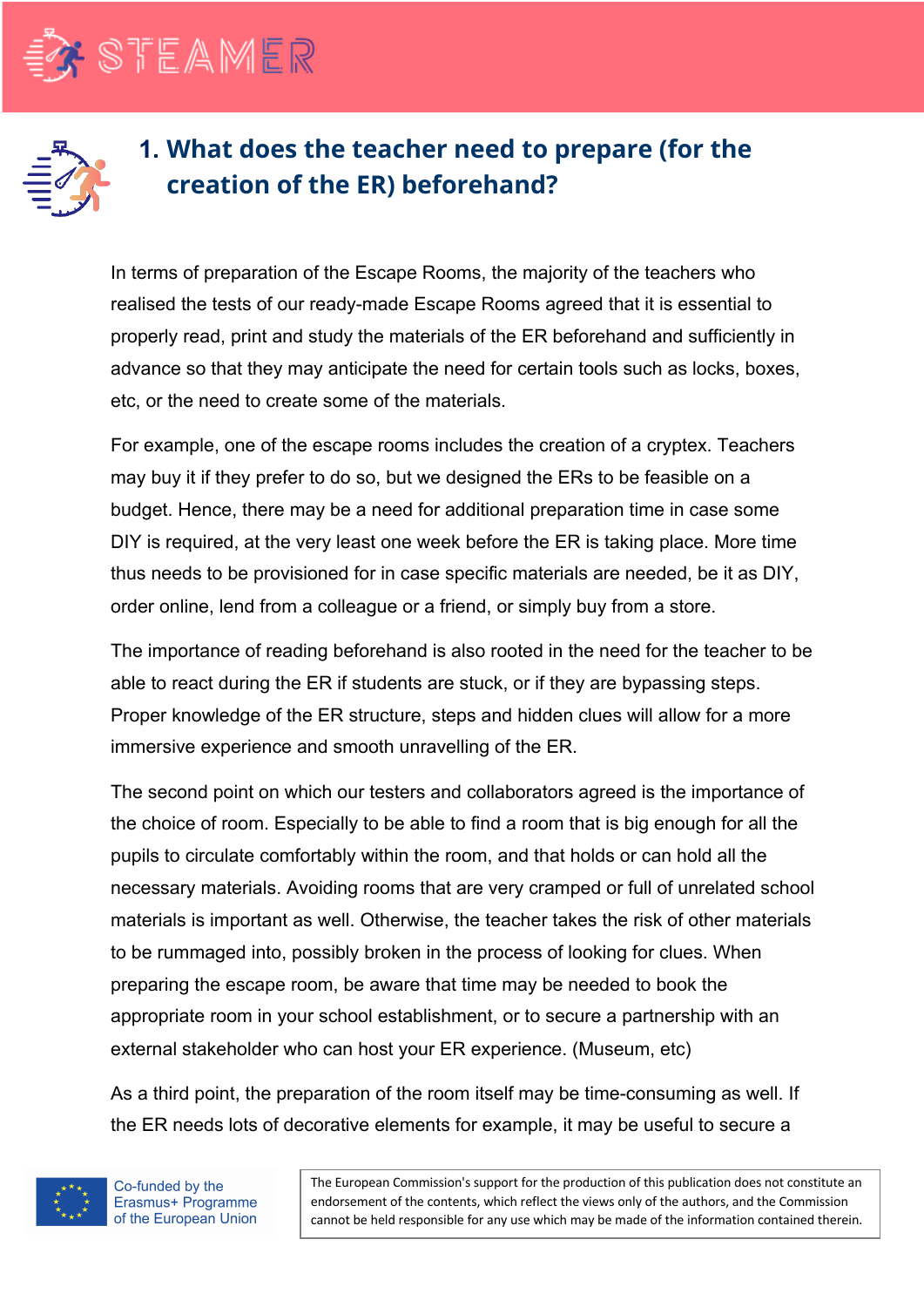## 1. What does the teacher need to prepare (for the creation of the ER) beforehand?

In terms of preparation of the Escape Rooms, the majority of the teachers who realised the tests of our ready-made Escape Rooms agreed that it is essential to properly read, print and study the materials of the ER beforehand and sufficiently in advance so that they may anticipate the need for certain tools such as locks, boxes, etc, or the need to create some of the materials.

For example, one of the escape rooms includes the creation of a cryptex. Teachers may buy it if they prefer to do so, but we designed the ERs to be feasible on a budget. Hence, there may be a need for additional preparation time in case some DIY is required, at the very least one week before the ER is taking place. More time thus needs to be provisioned for in case specific materials are needed, be it as DIY, order online, lend from a colleague or a friend, or simply buy from a store.

The importance of reading beforehand is also rooted in the need for the teacher to be able to react during the ER if students are stuck, or if they are bypassing steps. Proper knowledge of the ER structure, steps and hidden clues will allow for a more immersive experience and smooth unravelling of the ER.

The second point on which our testers and collaborators agreed is the importance of the choice of room. Especially to be able to find a room that is big enough for all the pupils to circulate comfortably within the room, and that holds or can hold all the necessary materials. Avoiding rooms that are very cramped or full of unrelated school materials is important as well. Otherwise, the teacher takes the risk of other materials to be rummaged into, possibly broken in the process of looking for clues. When preparing the escape room, be aware that time may be needed to book the appropriate room in your school establishment, or to secure a partnership with an external stakeholder who can host your ER experience. (Museum, etc)

As a third point, the preparation of the room itself may be time-consuming as well. If the ER needs lots of decorative elements for example, it may be useful to secure a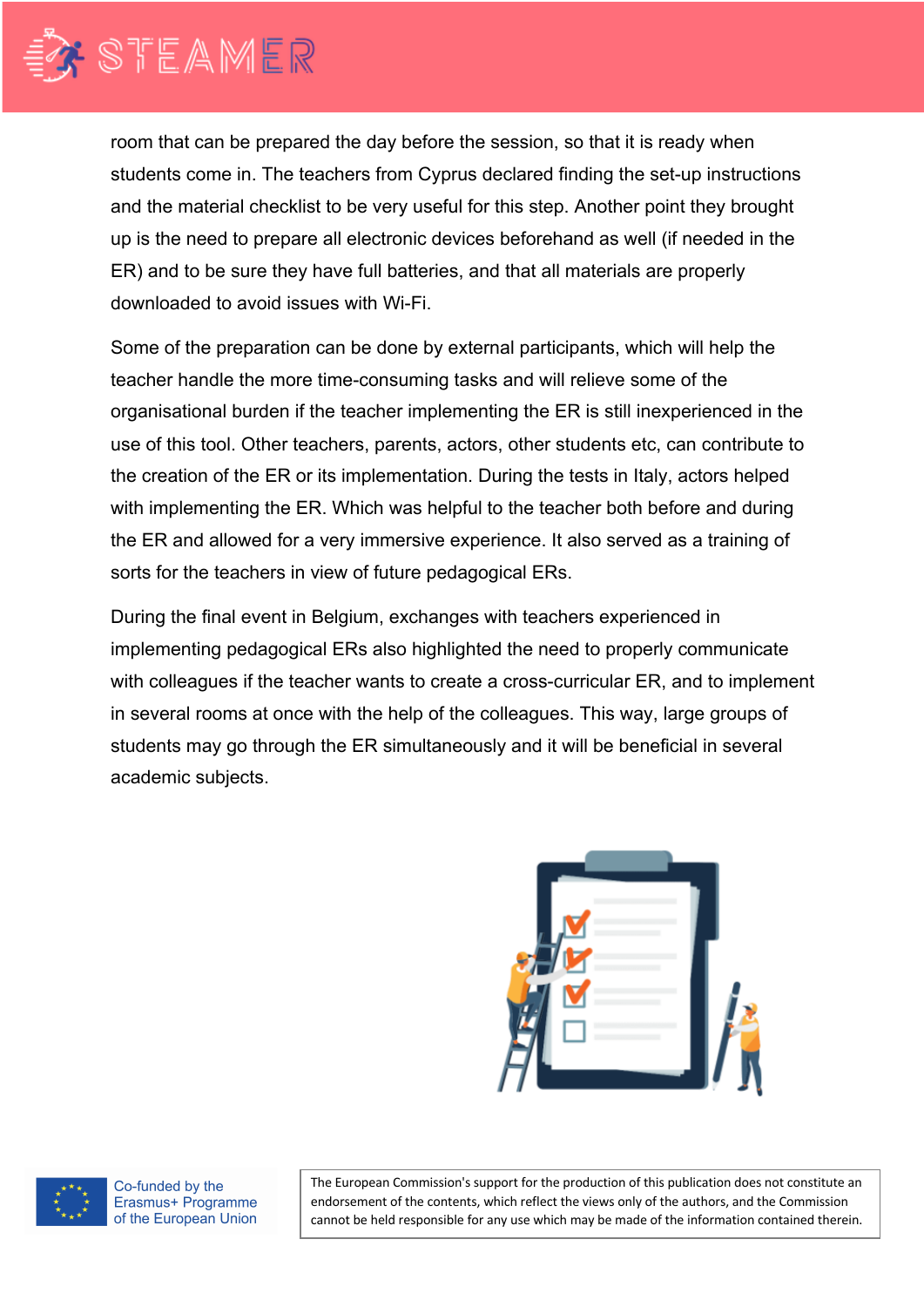room that can be prepared the day before the session, so that it is ready when students come in. The teachers from Cyprus declared finding the set-up instructions and the material checklist to be very useful for this step. Another point they brought up is the need to prepare all electronic devices beforehand as well (if needed in the ER) and to be sure they have full batteries, and that all materials are properly downloaded to avoid issues with Wi-Fi.

Some of the preparation can be done by external participants, which will help the teacher handle the more time-consuming tasks and will relieve some of the organisational burden if the teacher implementing the ER is still inexperienced in the use of this tool. Other teachers, parents, actors, other students etc, can contribute to the creation of the ER or its implementation. During the tests in Italy, actors helped with implementing the ER. Which was helpful to the teacher both before and during the ER and allowed for a very immersive experience. It also served as a training of sorts for the teachers in view of future pedagogical ERs.

During the final event in Belgium, exchanges with teachers experienced in implementing pedagogical ERs also highlighted the need to properly communicate with colleagues if the teacher wants to create a cross-curricular ER, and to implement in several rooms at once with the help of the colleagues. This way, large groups of students may go through the ER simultaneously and it will be beneficial in several academic subjects.